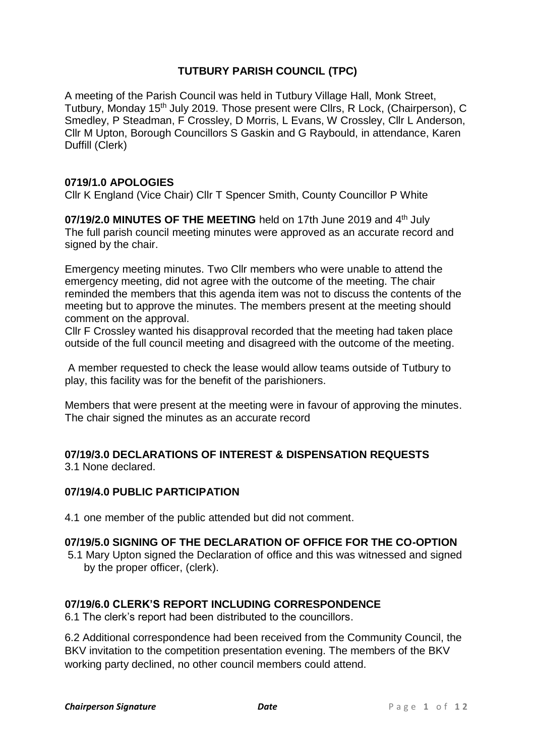# TUTBURY PARISH COUNCIL (TPC)

A meeting of the Parish Council was held in Tutbury Village Hall, Monk Street, Tutbury, Monday 15th July 2019. Those present were Cllrs, R Lock, (Chairperson), C Smedley, P Steadman, F Crossley, D Morris, L Evans, W Crossley, Cllr L Anderson, Cllr M Upton, Borough Councillors S Gaskin and G Raybould, in attendance, Karen Duffill (Clerk)

### 0719/1.0 APOLOGIES

Cllr K England (Vice Chair) Cllr T Spencer Smith, County Councillor P White

**07/19/2.0 MINUTES OF THE MEETING** held on 17th June 2019 and 4th July

The full parish council meeting minutes were approved as an accurate record and signed by the chair.

Emergency meeting minutes. Two Cllr members who were unable to attend the emergency meeting, did not agree with the outcome of the meeting. The chair reminded the members that this agenda item was not to discuss the contents of the meeting but to approve the minutes. The members present at the meeting should comment on the approval.

Cllr F Crossley wanted his disapproval recorded that the meeting had taken place outside of the full council meeting and disagreed with the outcome of the meeting.

A member requested to check the lease would allow teams outside of Tutbury to play, this facility was for the benefit of the parishioners.

Members that were present at the meeting were in favour of approving the minutes. The chair signed the minutes as an accurate record

### 07/19/3.0 DECLARATIONS OF INTEREST & DISPENSATION REQUESTS

3.1 None declared.

### 07/19/4.0 PUBLIC PARTICIPATION

4.1 one member of the public attended but did not comment.

### 07/19/5.0 SIGNING OF THE DECLARATION OF OFFICE FOR THE CO-OPTION

5.1 Mary Upton signed the Declaration of office and this was witnessed and signed by the proper officer, (clerk).

### 07/19/6.0 CLERK'S REPORT INCLUDING CORRESPONDENCE

6.1 The clerk's report had been distributed to the councillors.

6.2 Additional correspondence had been received from the Community Council, the BKV invitation to the competition presentation evening. The members of the BKV working party declined, no other council members could attend.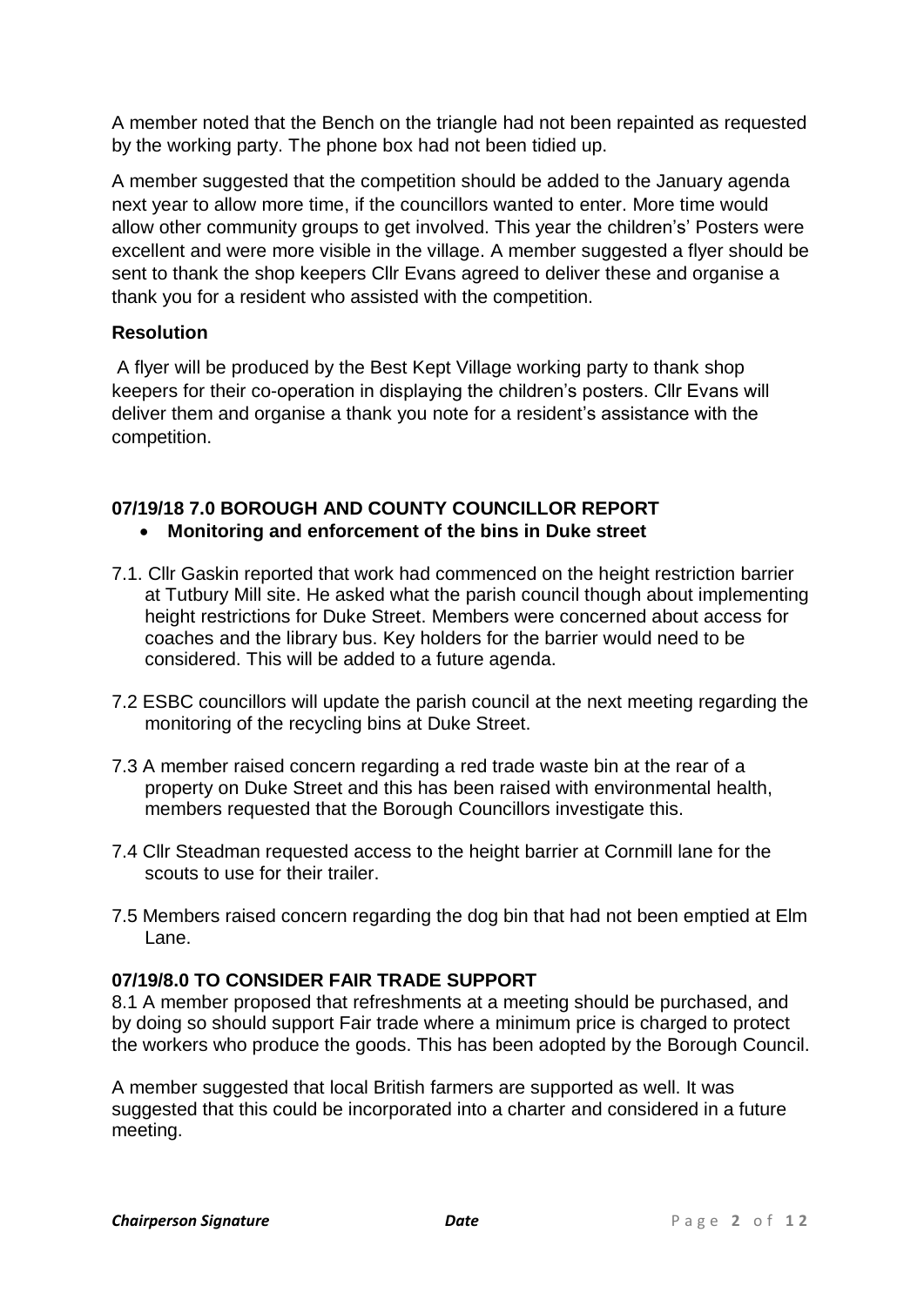A member noted that the Bench on the triangle had not been repainted as requested by the working party. The phone box had not been tidied up.

A member suggested that the competition should be added to the January agenda next year to allow more time, if the councillors wanted to enter. More time would allow other community groups to get involved. This year the children's' Posters were excellent and were more visible in the village. A member suggested a flyer should be sent to thank the shop keepers Cllr Evans agreed to deliver these and organise a thank you for a resident who assisted with the competition.

**Resolution**

A flyer will be produced by the Best Kept Village working party to thank shop keepers for their co-operation in displaying the children's posters. Cllr Evans will deliver them and organise a thank you note for a resident's assistance with the competition.

**07/19/18 7.0 BOROUGH AND COUNTY COUNCILLOR REPORT**

- **Monitoring and enforcement of the bins in Duke street**

7.1. Cllr Gaskin reported that work had commenced on the height restriction barrier at Tutbury Mill site. He asked what the parish council though about implementing height restrictions for Duke Street. Members were concerned about access for coaches and the library bus. Key holders for the barrier would need to be considered. This will be added to a future agenda.

7.2 ESBC councillors will update the parish council at the next meeting regarding the monitoring of the recycling bins at Duke Street.

7.3 A member raised concern regarding a red trade waste bin at the rear of a property on Duke Street and this has been raised with environmental health, members requested that the Borough Councillors investigate this.

7.4 Cllr Steadman requested access to the height barrier at Cornmill lane for the scouts to use for their trailer.

7.5 Members raised concern regarding the dog bin that had not been emptied at Elm Lane.

**07/19/8.0 TO CONSIDER FAIR TRADE SUPPORT**

8.1 A member proposed that refreshments at a meeting should be purchased, and by doing so should support Fair trade where a minimum price is charged to protect the workers who produce the goods. This has been adopted by the Borough Council.

A member suggested that local British farmers are supported as well. It was suggested that this could be incorporated into a charter and considered in a future meeting.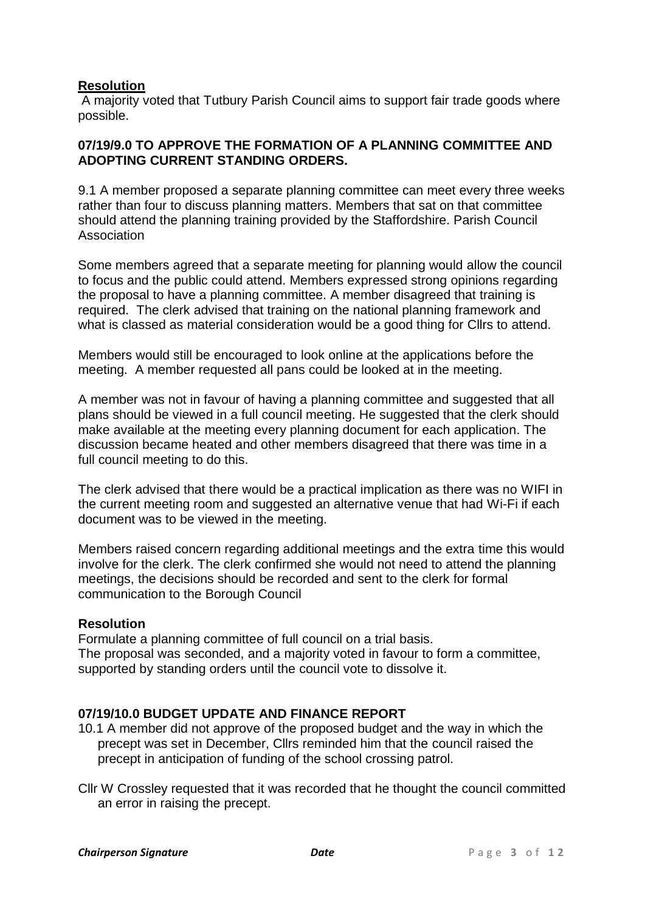**Resolution**

A majority voted that Tutbury Parish Council aims to support fair trade goods where possible.

**07/19/9.0 TO APPROVE THE FORMATION OF A PLANNING COMMITTEE AND ADOPTING CURRENT STANDING ORDERS.**

9.1 A member proposed a separate planning committee can meet every three weeks rather than four to discuss planning matters. Members that sat on that committee should attend the planning training provided by the Staffordshire. Parish Council Association

Some members agreed that a separate meeting for planning would allow the council to focus and the public could attend. Members expressed strong opinions regarding the proposal to have a planning committee. A member disagreed that training is required. The clerk advised that training on the national planning framework and what is classed as material consideration would be a good thing for Cllrs to attend.

Members would still be encouraged to look online at the applications before the meeting. A member requested all pans could be looked at in the meeting.

A member was not in favour of having a planning committee and suggested that all plans should be viewed in a full council meeting. He suggested that the clerk should make available at the meeting every planning document for each application. The discussion became heated and other members disagreed that there was time in a full council meeting to do this.

The clerk advised that there would be a practical implication as there was no WIFI in the current meeting room and suggested an alternative venue that had Wi-Fi if each document was to be viewed in the meeting.

Members raised concern regarding additional meetings and the extra time this would involve for the clerk. The clerk confirmed she would not need to attend the planning meetings, the decisions should be recorded and sent to the clerk for formal communication to the Borough Council

**Resolution**

Formulate a planning committee of full council on a trial basis.
The proposal was seconded, and a majority voted in favour to form a committee, supported by standing orders until the council vote to dissolve it.

**07/19/10.0 BUDGET UPDATE AND FINANCE REPORT**

10.1 A member did not approve of the proposed budget and the way in which the precept was set in December, Cllrs reminded him that the council raised the precept in anticipation of funding of the school crossing patrol.

Cllr W Crossley requested that it was recorded that he thought the council committed an error in raising the precept.

*Chairperson Signature* *Date*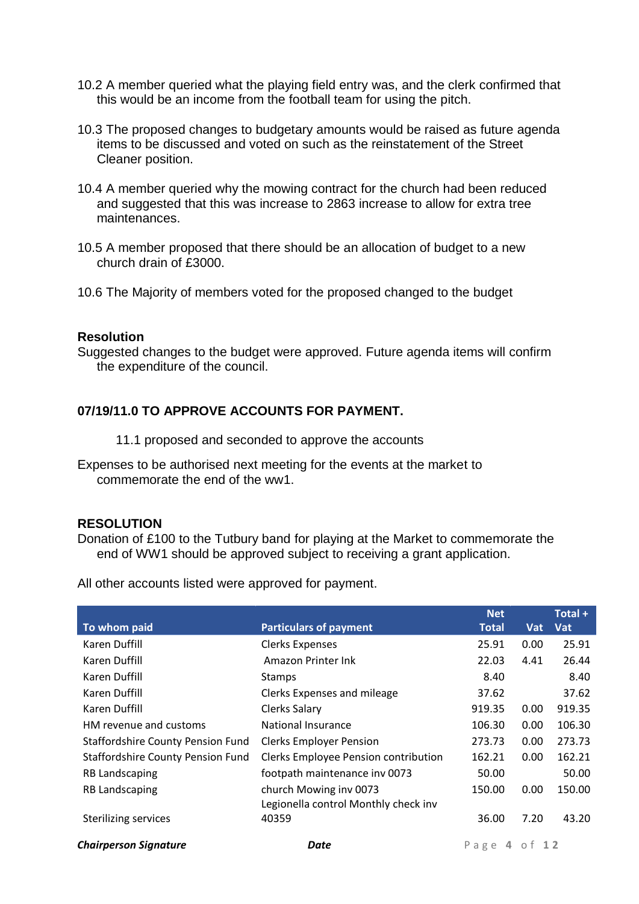10.2 A member queried what the playing field entry was, and the clerk confirmed that this would be an income from the football team for using the pitch.

10.3 The proposed changes to budgetary amounts would be raised as future agenda items to be discussed and voted on such as the reinstatement of the Street Cleaner position.

10.4 A member queried why the mowing contract for the church had been reduced and suggested that this was increase to 2863 increase to allow for extra tree maintenances.

10.5 A member proposed that there should be an allocation of budget to a new church drain of £3000.

10.6 The Majority of members voted for the proposed changed to the budget

**Resolution**

Suggested changes to the budget were approved. Future agenda items will confirm the expenditure of the council.

**07/19/11.0 TO APPROVE ACCOUNTS FOR PAYMENT.**

11.1 proposed and seconded to approve the accounts

Expenses to be authorised next meeting for the events at the market to commemorate the end of the ww1.

**RESOLUTION**

Donation of £100 to the Tutbury band for playing at the Market to commemorate the end of WW1 should be approved subject to receiving a grant application.

All other accounts listed were approved for payment.

| To whom paid | Particulars of payment | Net Total | Vat | Total + Vat |
|---|---|---|---|---|
| Karen Duffill | Clerks Expenses | 25.91 | 0.00 | 25.91 |
| Karen Duffill | Amazon Printer Ink | 22.03 | 4.41 | 26.44 |
| Karen Duffill | Stamps | 8.40 | | 8.40 |
| Karen Duffill | Clerks Expenses and mileage | 37.62 | | 37.62 |
| Karen Duffill | Clerks Salary | 919.35 | 0.00 | 919.35 |
| HM revenue and customs | National Insurance | 106.30 | 0.00 | 106.30 |
| Staffordshire County Pension Fund | Clerks Employer Pension | 273.73 | 0.00 | 273.73 |
| Staffordshire County Pension Fund | Clerks Employee Pension contribution | 162.21 | 0.00 | 162.21 |
| RB Landscaping | footpath maintenance inv 0073 | 50.00 | | 50.00 |
| RB Landscaping | church Mowing inv 0073 | 150.00 | 0.00 | 150.00 |
| Sterilizing services | Legionella control Monthly check inv 40359 | 36.00 | 7.20 | 43.20 |

***Chairperson Signature*** ***Date***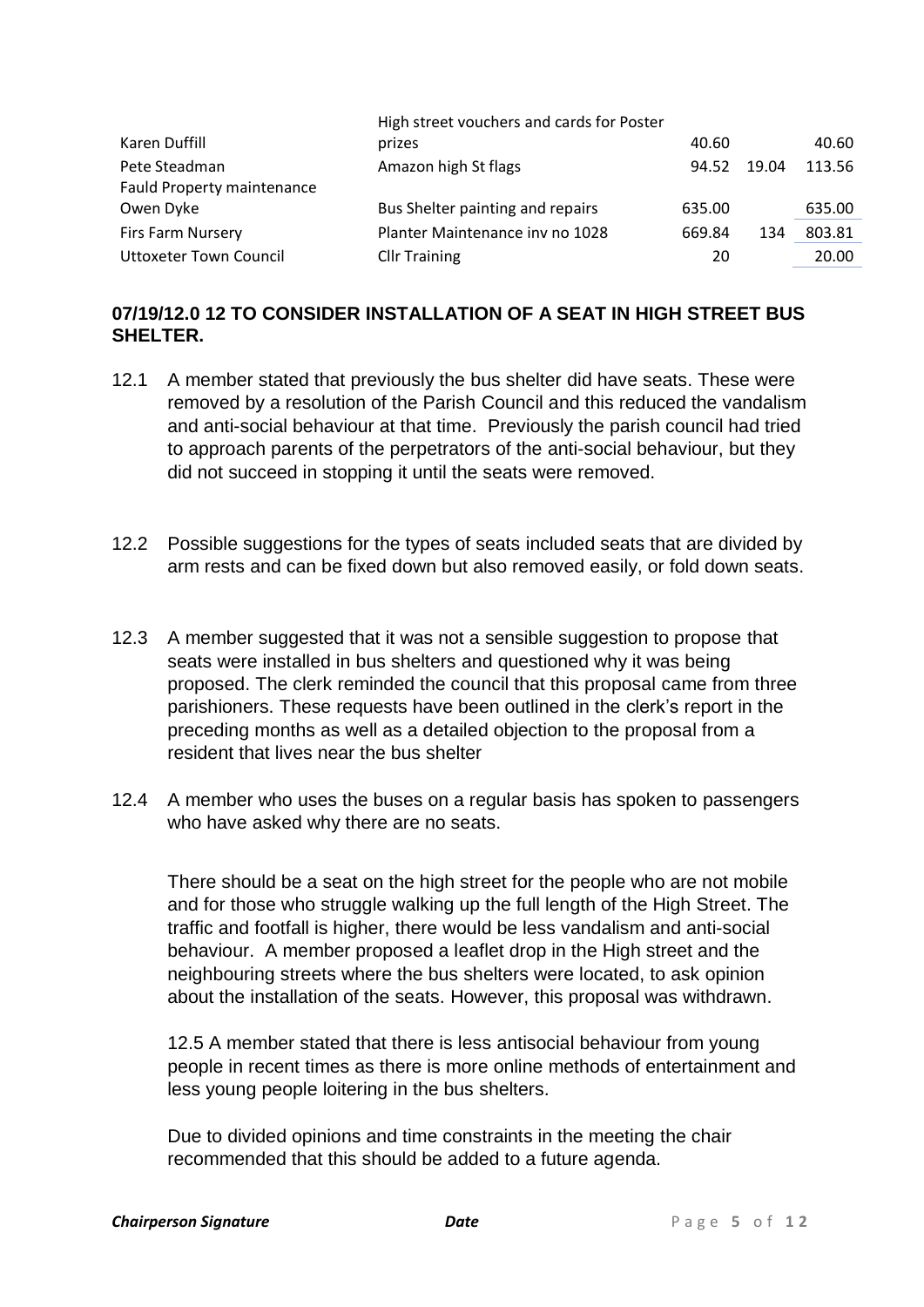| | | | | |
|---|---|---|---|---|
| Karen Duffill | High street vouchers and cards for Poster prizes | 40.60 | | 40.60 |
| Pete Steadman | Amazon high St flags | 94.52 | 19.04 | 113.56 |
| Fauld Property maintenance Owen Dyke | Bus Shelter painting and repairs | 635.00 | | 635.00 |
| Firs Farm Nursery | Planter Maintenance inv no 1028 | 669.84 | 134 | 803.81 |
| Uttoxeter Town Council | Cllr Training | 20 | | 20.00 |

**07/19/12.0 12 TO CONSIDER INSTALLATION OF A SEAT IN HIGH STREET BUS SHELTER.**

12.1 A member stated that previously the bus shelter did have seats. These were removed by a resolution of the Parish Council and this reduced the vandalism and anti-social behaviour at that time. Previously the parish council had tried to approach parents of the perpetrators of the anti-social behaviour, but they did not succeed in stopping it until the seats were removed.

12.2 Possible suggestions for the types of seats included seats that are divided by arm rests and can be fixed down but also removed easily, or fold down seats.

12.3 A member suggested that it was not a sensible suggestion to propose that seats were installed in bus shelters and questioned why it was being proposed. The clerk reminded the council that this proposal came from three parishioners. These requests have been outlined in the clerk's report in the preceding months as well as a detailed objection to the proposal from a resident that lives near the bus shelter

12.4 A member who uses the buses on a regular basis has spoken to passengers who have asked why there are no seats.

There should be a seat on the high street for the people who are not mobile and for those who struggle walking up the full length of the High Street. The traffic and footfall is higher, there would be less vandalism and anti-social behaviour. A member proposed a leaflet drop in the High street and the neighbouring streets where the bus shelters were located, to ask opinion about the installation of the seats. However, this proposal was withdrawn.

12.5 A member stated that there is less antisocial behaviour from young people in recent times as there is more online methods of entertainment and less young people loitering in the bus shelters.

Due to divided opinions and time constraints in the meeting the chair recommended that this should be added to a future agenda.

***Chairperson Signature*** ***Date***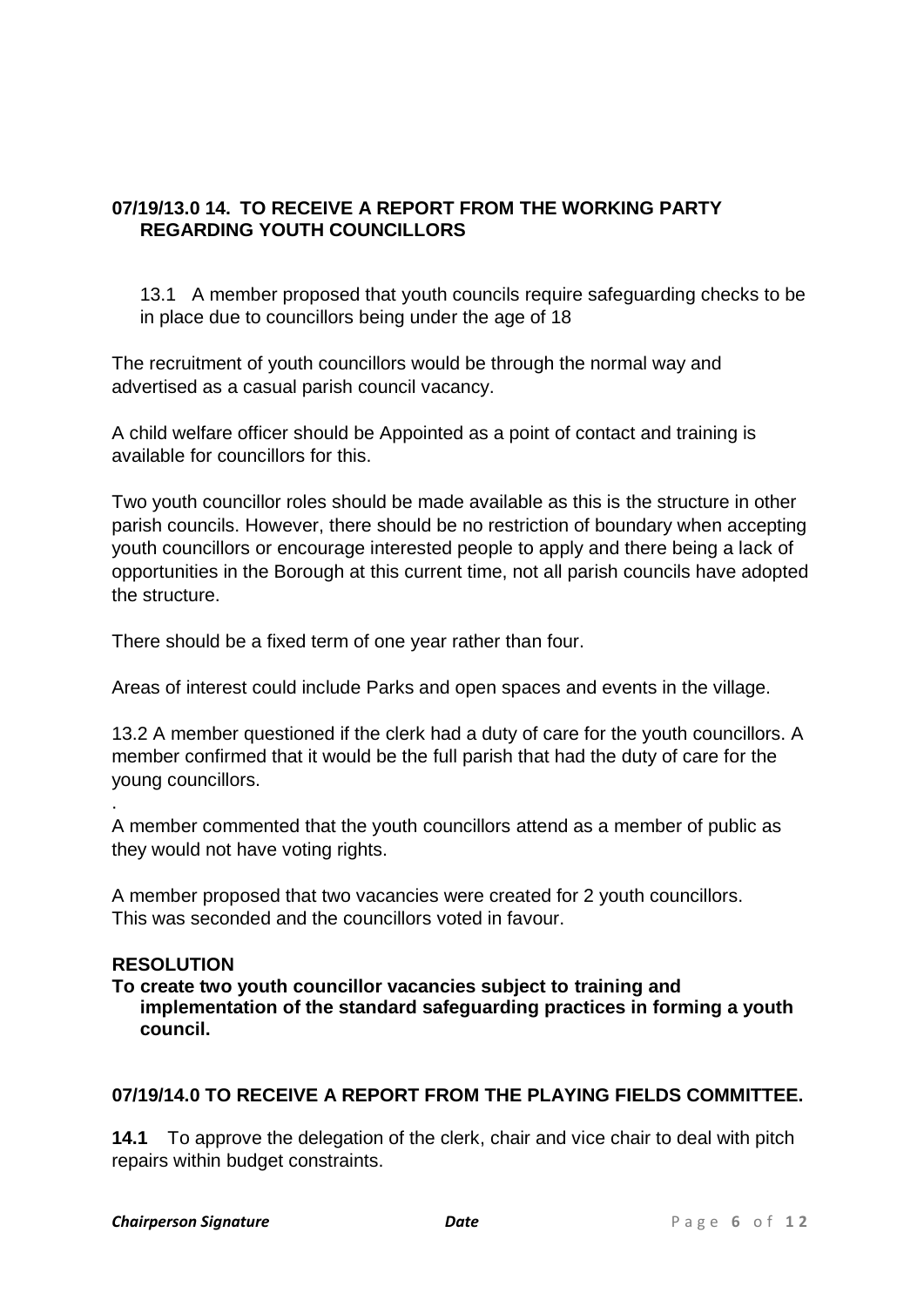**07/19/13.0 14. TO RECEIVE A REPORT FROM THE WORKING PARTY REGARDING YOUTH COUNCILLORS**

13.1 A member proposed that youth councils require safeguarding checks to be in place due to councillors being under the age of 18

The recruitment of youth councillors would be through the normal way and advertised as a casual parish council vacancy.

A child welfare officer should be Appointed as a point of contact and training is available for councillors for this.

Two youth councillor roles should be made available as this is the structure in other parish councils. However, there should be no restriction of boundary when accepting youth councillors or encourage interested people to apply and there being a lack of opportunities in the Borough at this current time, not all parish councils have adopted the structure.

There should be a fixed term of one year rather than four.

Areas of interest could include Parks and open spaces and events in the village.

13.2 A member questioned if the clerk had a duty of care for the youth councillors. A member confirmed that it would be the full parish that had the duty of care for the young councillors.

.

A member commented that the youth councillors attend as a member of public as they would not have voting rights.

A member proposed that two vacancies were created for 2 youth councillors. This was seconded and the councillors voted in favour.

**RESOLUTION**

**To create two youth councillor vacancies subject to training and implementation of the standard safeguarding practices in forming a youth council.**

**07/19/14.0 TO RECEIVE A REPORT FROM THE PLAYING FIELDS COMMITTEE.**

**14.1** To approve the delegation of the clerk, chair and vice chair to deal with pitch repairs within budget constraints.

***Chairperson Signature*** ***Date***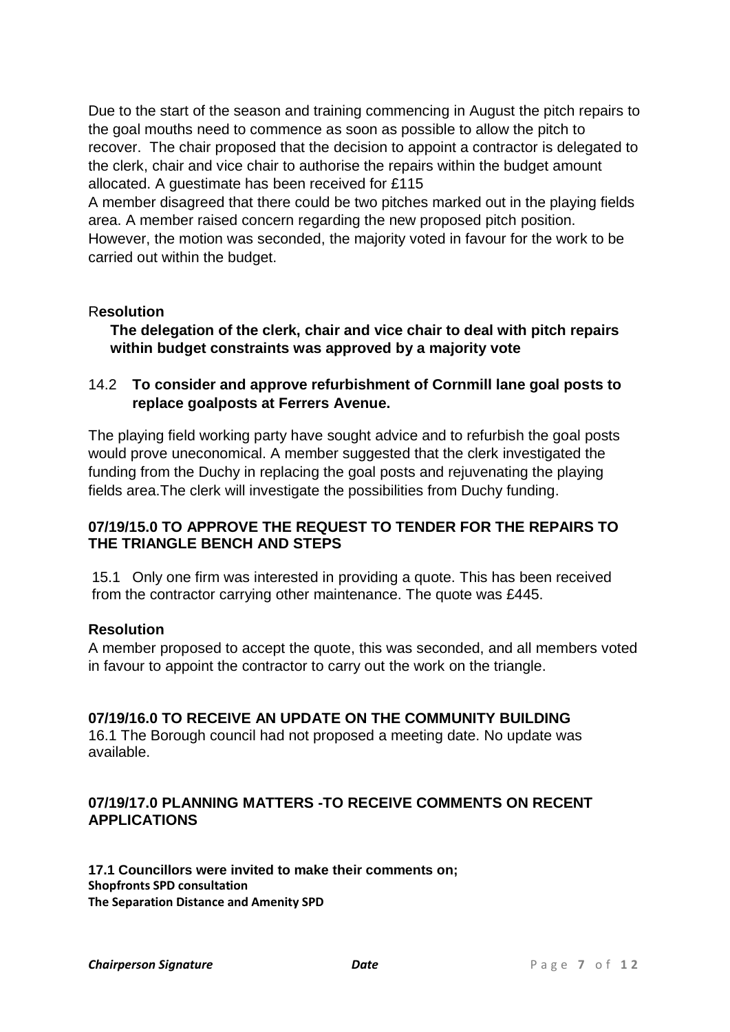Due to the start of the season and training commencing in August the pitch repairs to the goal mouths need to commence as soon as possible to allow the pitch to recover. The chair proposed that the decision to appoint a contractor is delegated to the clerk, chair and vice chair to authorise the repairs within the budget amount allocated. A guestimate has been received for £115

A member disagreed that there could be two pitches marked out in the playing fields area. A member raised concern regarding the new proposed pitch position. However, the motion was seconded, the majority voted in favour for the work to be carried out within the budget.

R**esolution**

**The delegation of the clerk, chair and vice chair to deal with pitch repairs within budget constraints was approved by a majority vote**

14.2 **To consider and approve refurbishment of Cornmill lane goal posts to replace goalposts at Ferrers Avenue.**

The playing field working party have sought advice and to refurbish the goal posts would prove uneconomical. A member suggested that the clerk investigated the funding from the Duchy in replacing the goal posts and rejuvenating the playing fields area.The clerk will investigate the possibilities from Duchy funding.

### 07/19/15.0 TO APPROVE THE REQUEST TO TENDER FOR THE REPAIRS TO THE TRIANGLE BENCH AND STEPS

15.1 Only one firm was interested in providing a quote. This has been received from the contractor carrying other maintenance. The quote was £445.

**Resolution**

A member proposed to accept the quote, this was seconded, and all members voted in favour to appoint the contractor to carry out the work on the triangle.

### 07/19/16.0 TO RECEIVE AN UPDATE ON THE COMMUNITY BUILDING

16.1 The Borough council had not proposed a meeting date. No update was available.

### 07/19/17.0 PLANNING MATTERS -TO RECEIVE COMMENTS ON RECENT APPLICATIONS

**17.1 Councillors were invited to make their comments on;**
**Shopfronts SPD consultation**
**The Separation Distance and Amenity SPD**

***Chairperson Signature*** ***Date***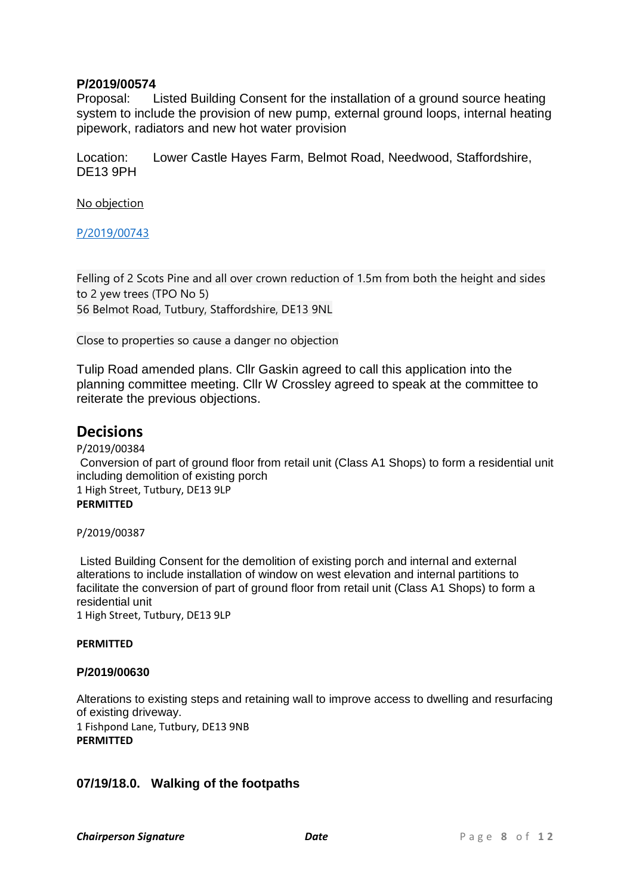**P/2019/00574**
Proposal: Listed Building Consent for the installation of a ground source heating system to include the provision of new pump, external ground loops, internal heating pipework, radiators and new hot water provision

Location: Lower Castle Hayes Farm, Belmot Road, Needwood, Staffordshire, DE13 9PH

No objection

P/2019/00743

Felling of 2 Scots Pine and all over crown reduction of 1.5m from both the height and sides to 2 yew trees (TPO No 5)
56 Belmot Road, Tutbury, Staffordshire, DE13 9NL

Close to properties so cause a danger no objection

Tulip Road amended plans. Cllr Gaskin agreed to call this application into the planning committee meeting. Cllr W Crossley agreed to speak at the committee to reiterate the previous objections.

## Decisions

P/2019/00384
Conversion of part of ground floor from retail unit (Class A1 Shops) to form a residential unit including demolition of existing porch
1 High Street, Tutbury, DE13 9LP
**PERMITTED**

P/2019/00387

Listed Building Consent for the demolition of existing porch and internal and external alterations to include installation of window on west elevation and internal partitions to facilitate the conversion of part of ground floor from retail unit (Class A1 Shops) to form a residential unit
1 High Street, Tutbury, DE13 9LP

**PERMITTED**

**P/2019/00630**

Alterations to existing steps and retaining wall to improve access to dwelling and resurfacing of existing driveway.
1 Fishpond Lane, Tutbury, DE13 9NB
**PERMITTED**

### 07/19/18.0. Walking of the footpaths

***Chairperson Signature*** ***Date***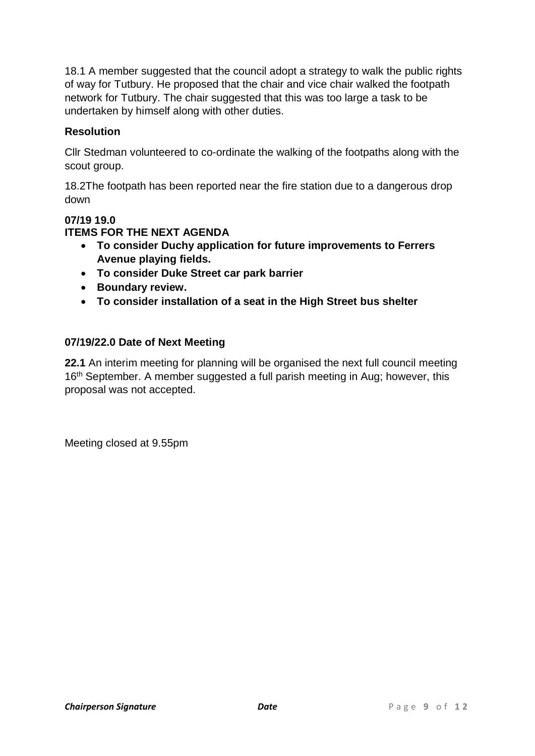18.1 A member suggested that the council adopt a strategy to walk the public rights of way for Tutbury. He proposed that the chair and vice chair walked the footpath network for Tutbury. The chair suggested that this was too large a task to be undertaken by himself along with other duties.

**Resolution**

Cllr Stedman volunteered to co-ordinate the walking of the footpaths along with the scout group.

18.2The footpath has been reported near the fire station due to a dangerous drop down

**07/19 19.0**
**ITEMS FOR THE NEXT AGENDA**

- **To consider Duchy application for future improvements to Ferrers Avenue playing fields.**
- **To consider Duke Street car park barrier**
- **Boundary review.**
- **To consider installation of a seat in the High Street bus shelter**

**07/19/22.0 Date of Next Meeting**

**22.1** An interim meeting for planning will be organised the next full council meeting 16th September. A member suggested a full parish meeting in Aug; however, this proposal was not accepted.

Meeting closed at 9.55pm

***Chairperson Signature*** ***Date***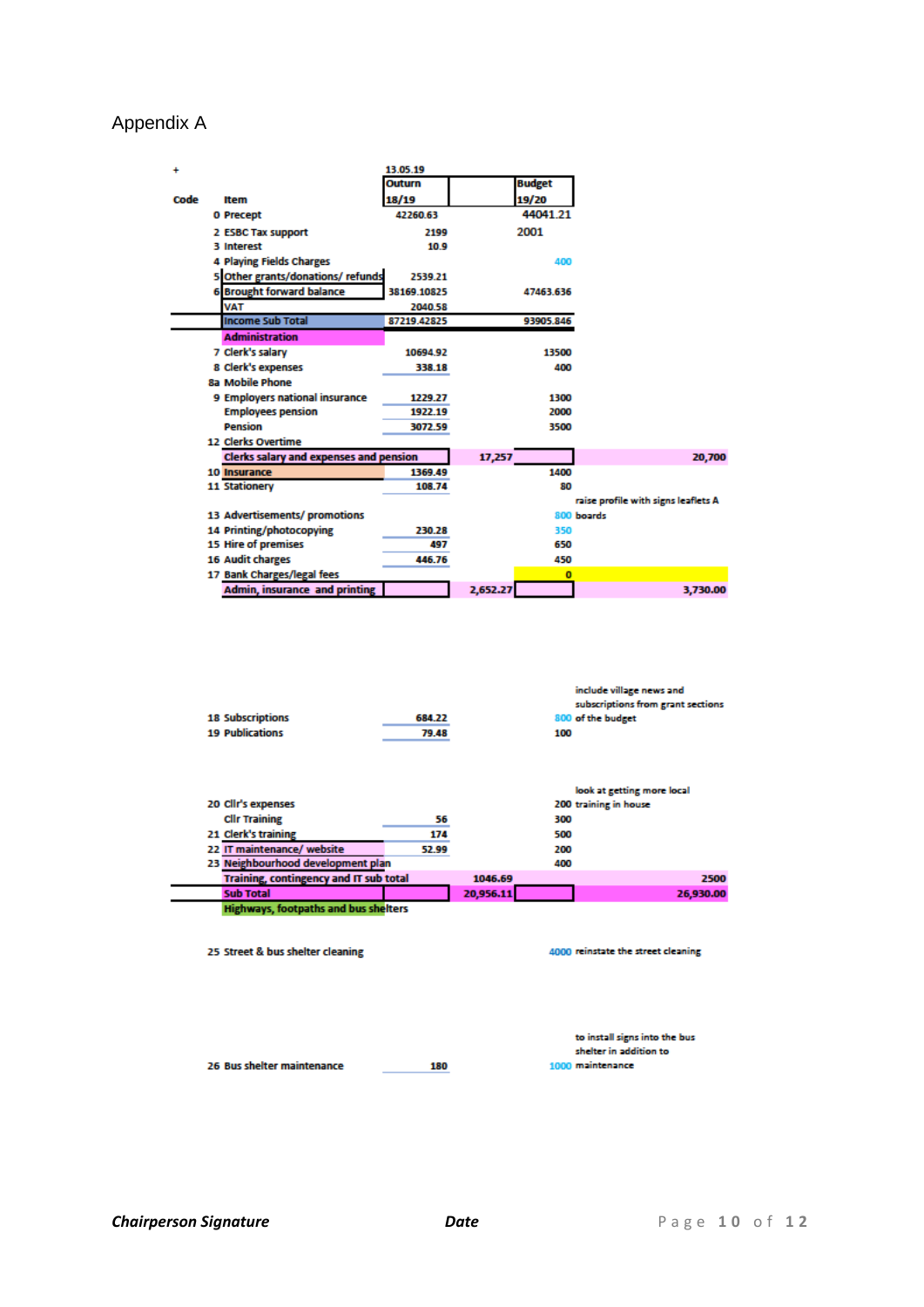Appendix A

| Code | Item | 13.05.19 Outurn 18/19 | | Budget 19/20 | | |
|---|---|---|---|---|---|---|
| 0 | Precept | 42260.63 | | 44041.21 | | |
| 2 | ESBC Tax support | 2199 | | 2001 | | |
| 3 | Interest | 10.9 | | | | |
| 4 | Playing Fields Charges | | | 400 | | |
| 5 | Other grants/donations/ refunds | 2539.21 | | | | |
| 6 | Brought forward balance | 38169.10825 | | 47463.636 | | |
| | VAT | 2040.58 | | | | |
| | Income Sub Total | 87219.42825 | | 93905.846 | | |
| | Administration | | | | | |
| 7 | Clerk's salary | 10694.92 | | 13500 | | |
| 8 | Clerk's expenses | 338.18 | | 400 | | |
| 8a | Mobile Phone | | | | | |
| 9 | Employers national insurance | 1229.27 | | 1300 | | |
| | Employees pension | 1922.19 | | 2000 | | |
| | Pension | 3072.59 | | 3500 | | |
| 12 | Clerks Overtime | | | | | |
| | Clerks salary and expenses and pension | | 17,257 | | | 20,700 |
| 10 | Insurance | 1369.49 | | 1400 | | |
| 11 | Stationery | 108.74 | | 80 | | |
| | | | | | raise profile with signs leaflets A | |
| 13 | Advertisements/ promotions | | | 800 | boards | |
| 14 | Printing/photocopying | 230.28 | | 350 | | |
| 15 | Hire of premises | 497 | | 650 | | |
| 16 | Audit charges | 446.76 | | 450 | | |
| 17 | Bank Charges/legal fees | | | 0 | | |
| | Admin, insurance and printing | | 2,652.27 | | | 3,730.00 |
| 18 | Subscriptions | 684.22 | | 800 | include village news and subscriptions from grant sections of the budget | |
| 19 | Publications | 79.48 | | 100 | | |
| 20 | Cllr's expenses | | | 200 | look at getting more local training in house | |
| | Cllr Training | 56 | | 300 | | |
| 21 | Clerk's training | 174 | | 500 | | |
| 22 | IT maintenance/ website | 52.99 | | 200 | | |
| 23 | Neighbourhood development plan | | | 400 | | |
| | Training, contingency and IT sub total | | 1046.69 | | | 2500 |
| | Sub Total | | 20,956.11 | | | 26,930.00 |
| | Highways, footpaths and bus shelters | | | | | |
| 25 | Street & bus shelter cleaning | | | 4000 | reinstate the street cleaning | |
| 26 | Bus shelter maintenance | 180 | | 1000 | to install signs into the bus shelter in addition to maintenance | |

***Chairperson Signature*** ***Date***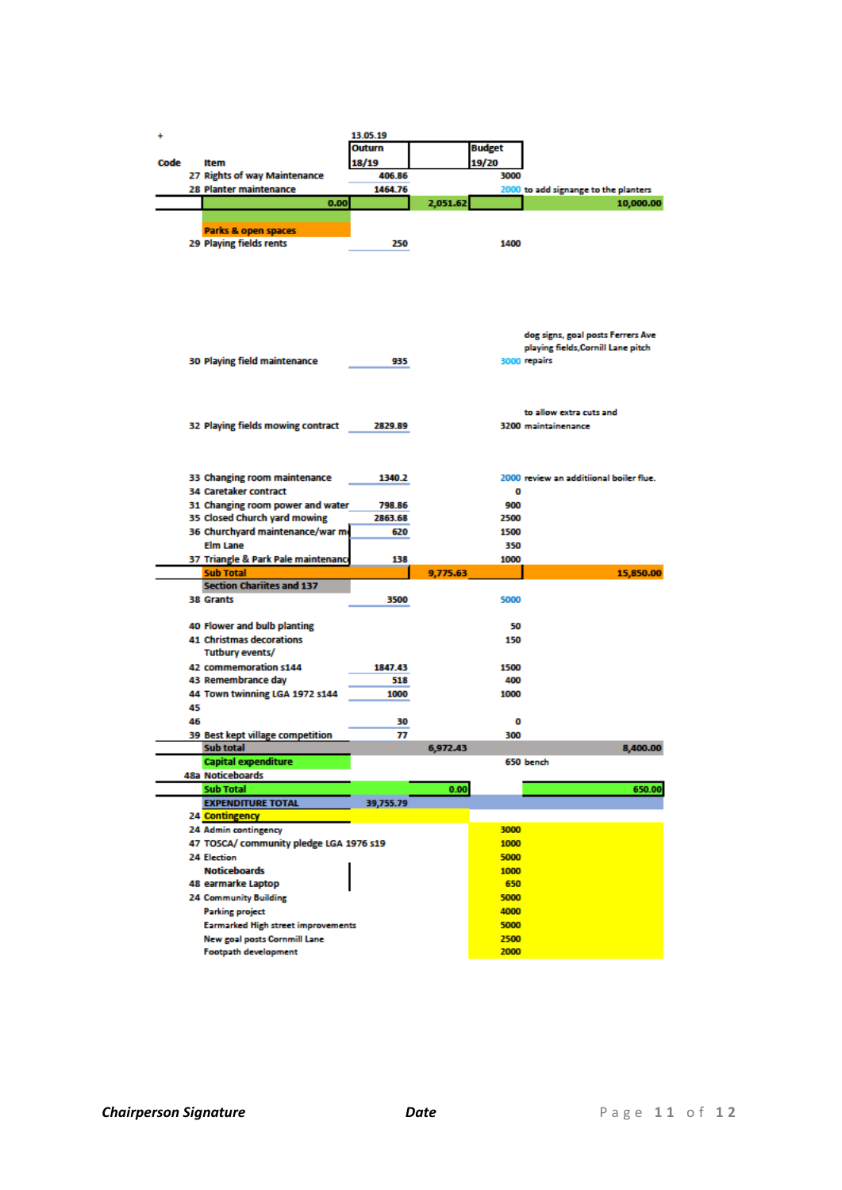| Code | Item | Outurn 18/19 | | Budget 19/20 | |
|---|---|---|---|---|---|
| | | 13.05.19 | | | |
| 27 | Rights of way Maintenance | 406.86 | | 3000 | |
| 28 | Planter maintenance | 1464.76 | | 2000 | to add signange to the planters |
| | 0.00 | | 2,051.62 | | 10,000.00 |
| | **Parks & open spaces** | | | | |
| 29 | Playing fields rents | 250 | | 1400 | |
| 30 | Playing field maintenance | 935 | | 3000 | dog signs, goal posts Ferrers Ave playing fields,Cornill Lane pitch repairs |
| 32 | Playing fields mowing contract | 2829.89 | | 3200 | to allow extra cuts and maintainenance |
| 33 | Changing room maintenance | 1340.2 | | 2000 | review an additiional boiler flue. |
| 34 | Caretaker contract | | | 0 | |
| 31 | Changing room power and water | 798.86 | | 900 | |
| 35 | Closed Church yard mowing | 2863.68 | | 2500 | |
| 36 | Churchyard maintenance/war m | 620 | | 1500 | |
| | Elm Lane | | | 350 | |
| 37 | Triangle & Park Pale maintenanc | 138 | | 1000 | |
| | **Sub Total** | | 9,775.63 | | 15,850.00 |
| | **Section Chariites and 137** | | | | |
| 38 | Grants | 3500 | | 5000 | |
| 40 | Flower and bulb planting | | | 50 | |
| 41 | Christmas decorations | | | 150 | |
| | Tutbury events/ | | | | |
| 42 | commemoration s144 | 1847.43 | | 1500 | |
| 43 | Remembrance day | 518 | | 400 | |
| 44 | Town twinning LGA 1972 s144 | 1000 | | 1000 | |
| 45 | | | | | |
| 46 | | 30 | | 0 | |
| 39 | Best kept village competition | 77 | | 300 | |
| | **Sub total** | | 6,972.43 | | 8,400.00 |
| | **Capital expenditure** | | | 650 | bench |
| 48a | Noticeboards | | | | |
| | **Sub Total** | | 0.00 | | 650.00 |
| | **EXPENDITURE TOTAL** | 39,755.79 | | | |
| 24 | **Contingency** | | | | |
| 24 | Admin contingency | | | 3000 | |
| 47 | TOSCA/ community pledge LGA 1976 s19 | | | 1000 | |
| 24 | Election | | | 5000 | |
| | Noticeboards | | | 1000 | |
| 48 | earmarke Laptop | | | 650 | |
| 24 | Community Building | | | 5000 | |
| | Parking project | | | 4000 | |
| | Earmarked High street improvements | | | 5000 | |
| | New goal posts Cornmill Lane | | | 2500 | |
| | Footpath development | | | 2000 | |

***Chairperson Signature*** ***Date***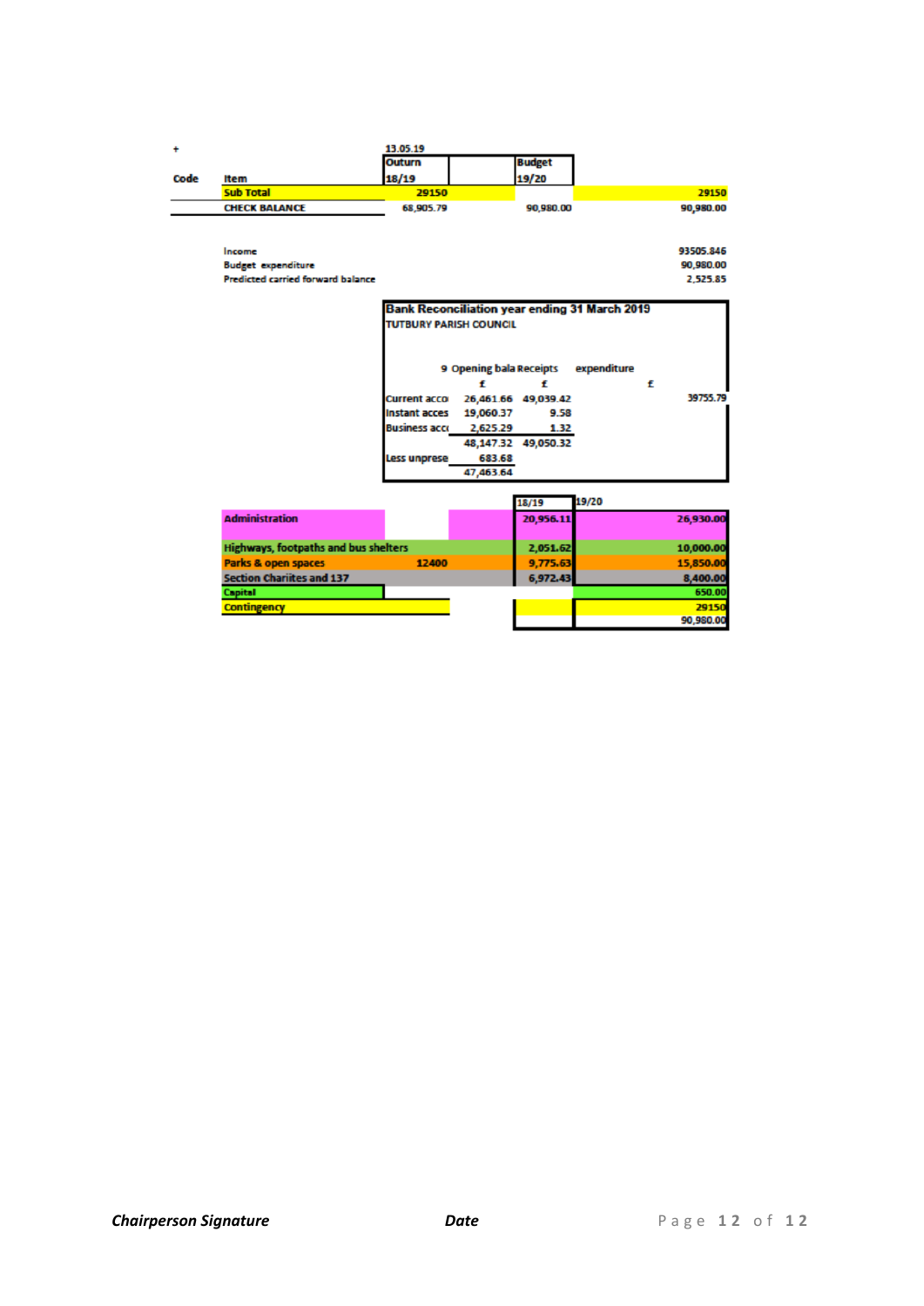| + | | 13.05.19 | | | |
|---|---|---|---|---|---|
| | | Outurn | | Budget | |
| Code | Item | 18/19 | | 19/20 | |
| | Sub Total | 29150 | | | 29150 |
| | CHECK BALANCE | 68,905.79 | | 90,980.00 | 90,980.00 |

| | |
|---|---|
| Income | 93505.846 |
| Budget expenditure | 90,980.00 |
| Predicted carried forward balance | 2,525.85 |

**Bank Reconciliation year ending 31 March 2019**

TUTBURY PARISH COUNCIL

| | 9 Opening bala | Receipts | expenditure | |
|---|---|---|---|---|
| | £ | £ | £ | |
| Current acco | 26,461.66 | 49,039.42 | | 39755.79 |
| Instant acces | 19,060.37 | 9.58 | | |
| Business acc | 2,625.29 | 1.32 | | |
| | 48,147.32 | 49,050.32 | | |
| Less unprese | 683.68 | | | |
| | 47,463.64 | | | |

| | | 18/19 | 19/20 |
|---|---|---|---|
| Administration | | 20,956.11 | 26,930.00 |
| Highways, footpaths and bus shelters | | 2,051.62 | 10,000.00 |
| Parks & open spaces | 12400 | 9,775.63 | 15,850.00 |
| Section Chariites and 137 | | 6,972.43 | 8,400.00 |
| Capital | | | 650.00 |
| Contingency | | | 29150 |
| | | | 90,980.00 |

*Chairperson Signature* *Date*